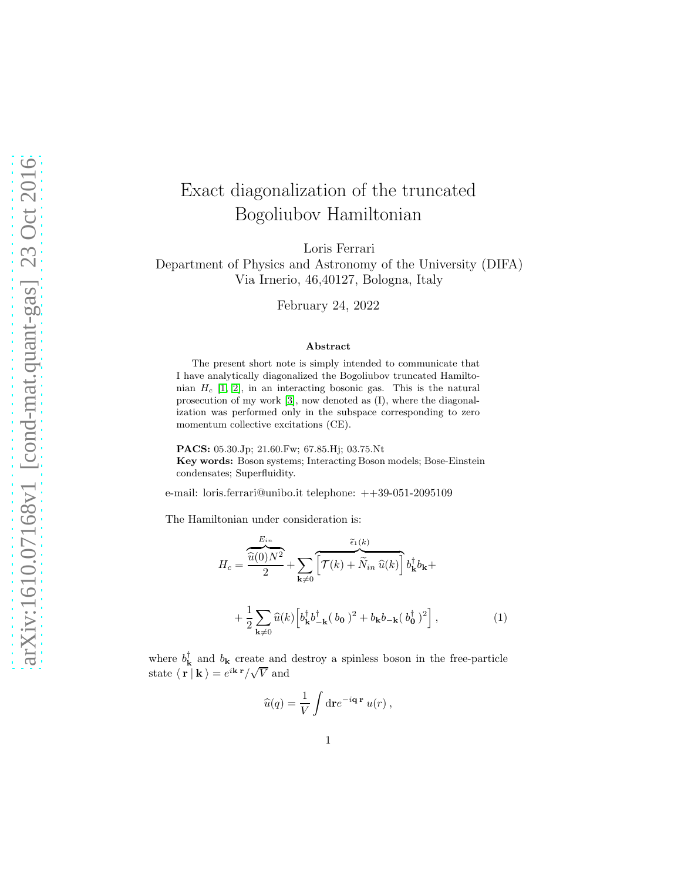# Exact diagonalization of the truncated Bogoliubov Hamiltonian

Loris Ferrari

Department of Physics and Astronomy of the University (DIFA)
Via Irnerio, 46,40127, Bologna, Italy

February 24, 2022

### Abstract

The present short note is simply intended to communicate that I have analytically diagonalized the Bogoliubov truncated Hamiltonian $H_c$ [1, 2], in an interacting bosonic gas. This is the natural prosecution of my work [3], now denoted as (I), where the diagonalization was performed only in the subspace corresponding to zero momentum collective excitations (CE).

**PACS:** 05.30.Jp; 21.60.Fw; 67.85.Hj; 03.75.Nt
**Key words:** Boson systems; Interacting Boson models; Bose-Einstein condensates; Superfluidity.

e-mail: loris.ferrari@unibo.it telephone: ++39-051-2095109

The Hamiltonian under consideration is:

$$H_c = \overbrace{\frac{\widehat{u}(0)N^2}{2}}^{E_{in}} + \sum_{\mathbf{k}\neq 0} \overbrace{\Big[\mathcal{T}(k) + \widetilde{N}_{in}\,\widehat{u}(k)\Big]}^{\widetilde{\epsilon}_1(k)} b^\dagger_{\mathbf{k}} b_{\mathbf{k}} +$$

$$+ \frac{1}{2}\sum_{\mathbf{k}\neq 0} \widehat{u}(k)\Big[b^\dagger_{\mathbf{k}} b^\dagger_{-\mathbf{k}}(\,b_{\mathbf{0}}\,)^2 + b_{\mathbf{k}} b_{-\mathbf{k}}(\,b^\dagger_{\mathbf{0}}\,)^2\Big]\,, \qquad (1)$$

where $b^\dagger_{\mathbf{k}}$ and $b_{\mathbf{k}}$ create and destroy a spinless boson in the free-particle state $\langle\,\mathbf{r}\,|\,\mathbf{k}\,\rangle = e^{i\mathbf{k}\,\mathbf{r}}/\sqrt{V}$ and

$$\widehat{u}(q) = \frac{1}{V}\int \mathrm{d}\mathbf{r} e^{-i\mathbf{q}\,\mathbf{r}}\; u(r)\,,$$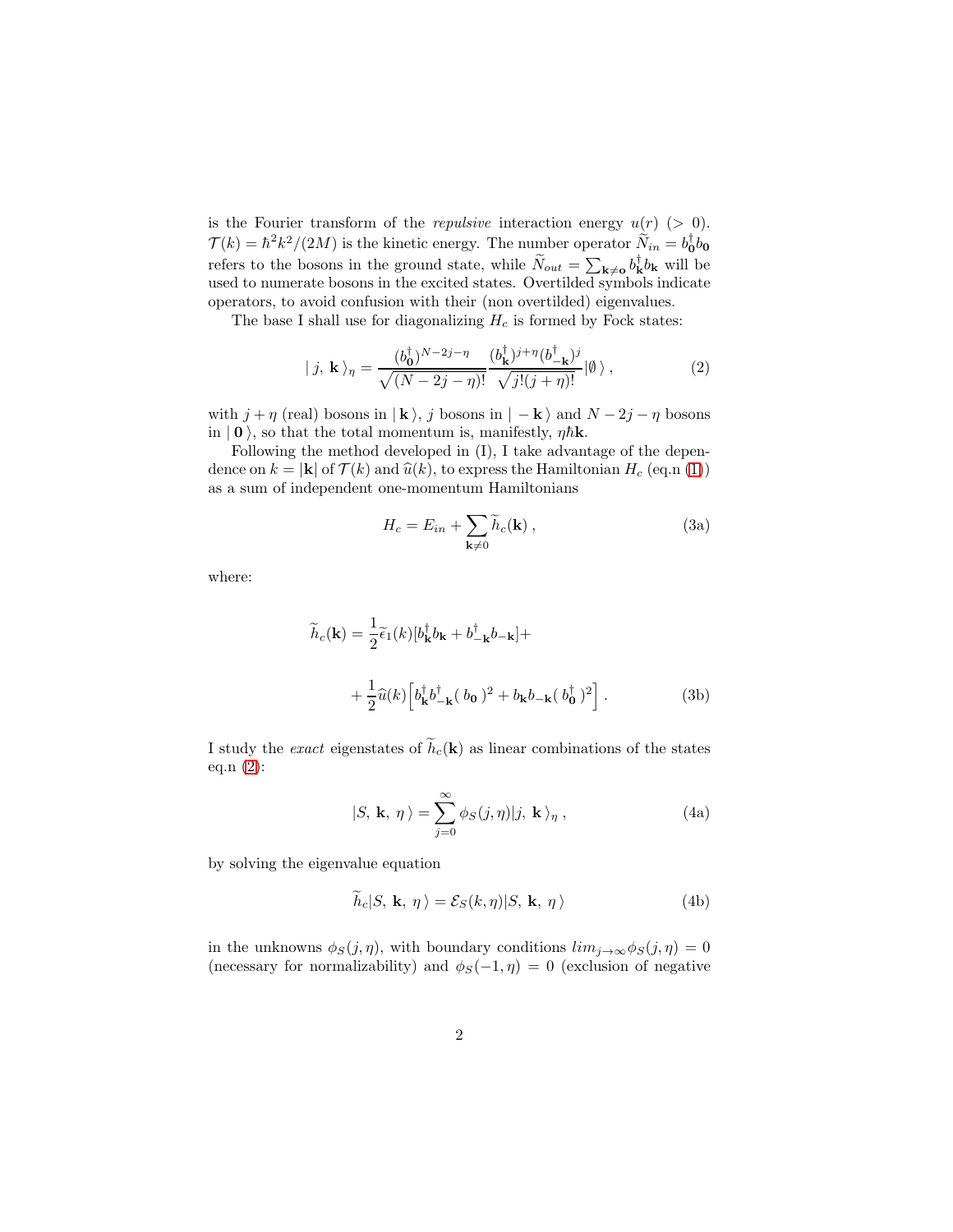is the Fourier transform of the *repulsive* interaction energy $u(r)$ $(> 0)$. $\mathcal{T}(k) = \hbar^2 k^2/(2M)$ is the kinetic energy. The number operator $\widetilde{N}_{in} = b_{\mathbf{0}}^\dagger b_{\mathbf{0}}$ refers to the bosons in the ground state, while $\widetilde{N}_{out} = \sum_{\mathbf{k}\neq \mathbf{o}} b_{\mathbf{k}}^\dagger b_{\mathbf{k}}$ will be used to numerate bosons in the excited states. Overtilded symbols indicate operators, to avoid confusion with their (non overtilded) eigenvalues.

The base I shall use for diagonalizing $H_c$ is formed by Fock states:

$$
|\, j,\, \mathbf{k}\,\rangle_\eta = \frac{(b_{\mathbf{0}}^\dagger)^{N-2j-\eta}}{\sqrt{(N-2j-\eta)!}} \frac{(b_{\mathbf{k}}^\dagger)^{j+\eta}(b_{-\mathbf{k}}^\dagger)^j}{\sqrt{j!(j+\eta)!}} |\emptyset\,\rangle \,, \tag{2}
$$

with $j+\eta$ (real) bosons in $|\,\mathbf{k}\,\rangle$, $j$ bosons in $|-\mathbf{k}\,\rangle$ and $N-2j-\eta$ bosons in $|\,\mathbf{0}\,\rangle$, so that the total momentum is, manifestly, $\eta\hbar\mathbf{k}$.

Following the method developed in (I), I take advantage of the dependence on $k = |\mathbf{k}|$ of $\mathcal{T}(k)$ and $\widehat{u}(k)$, to express the Hamiltonian $H_c$ (eq.n (1)) as a sum of independent one-momentum Hamiltonians

$$
H_c = E_{in} + \sum_{\mathbf{k}\neq 0} \widetilde{h}_c(\mathbf{k}) \,, \tag{3a}
$$

where:

$$
\widetilde{h}_c(\mathbf{k}) = \frac{1}{2}\widetilde{\epsilon}_1(k)[b_{\mathbf{k}}^\dagger b_{\mathbf{k}} + b_{-\mathbf{k}}^\dagger b_{-\mathbf{k}}] +
$$

$$
+ \frac{1}{2}\widehat{u}(k)\Big[b_{\mathbf{k}}^\dagger b_{-\mathbf{k}}^\dagger(\,b_{\mathbf{0}}\,)^2 + b_{\mathbf{k}} b_{-\mathbf{k}}(\,b_{\mathbf{0}}^\dagger\,)^2\Big] \,. \tag{3b}
$$

I study the *exact* eigenstates of $\widetilde{h}_c(\mathbf{k})$ as linear combinations of the states eq.n (2):

$$
|S,\, \mathbf{k},\, \eta\,\rangle = \sum_{j=0}^{\infty} \phi_S(j,\eta) |j,\, \mathbf{k}\,\rangle_\eta \,, \tag{4a}
$$

by solving the eigenvalue equation

$$
\widetilde{h}_c |S,\, \mathbf{k},\, \eta\,\rangle = \mathcal{E}_S(k,\eta) |S,\, \mathbf{k},\, \eta\,\rangle \tag{4b}
$$

in the unknowns $\phi_S(j,\eta)$, with boundary conditions $lim_{j\to\infty}\phi_S(j,\eta) = 0$ (necessary for normalizability) and $\phi_S(-1,\eta) = 0$ (exclusion of negative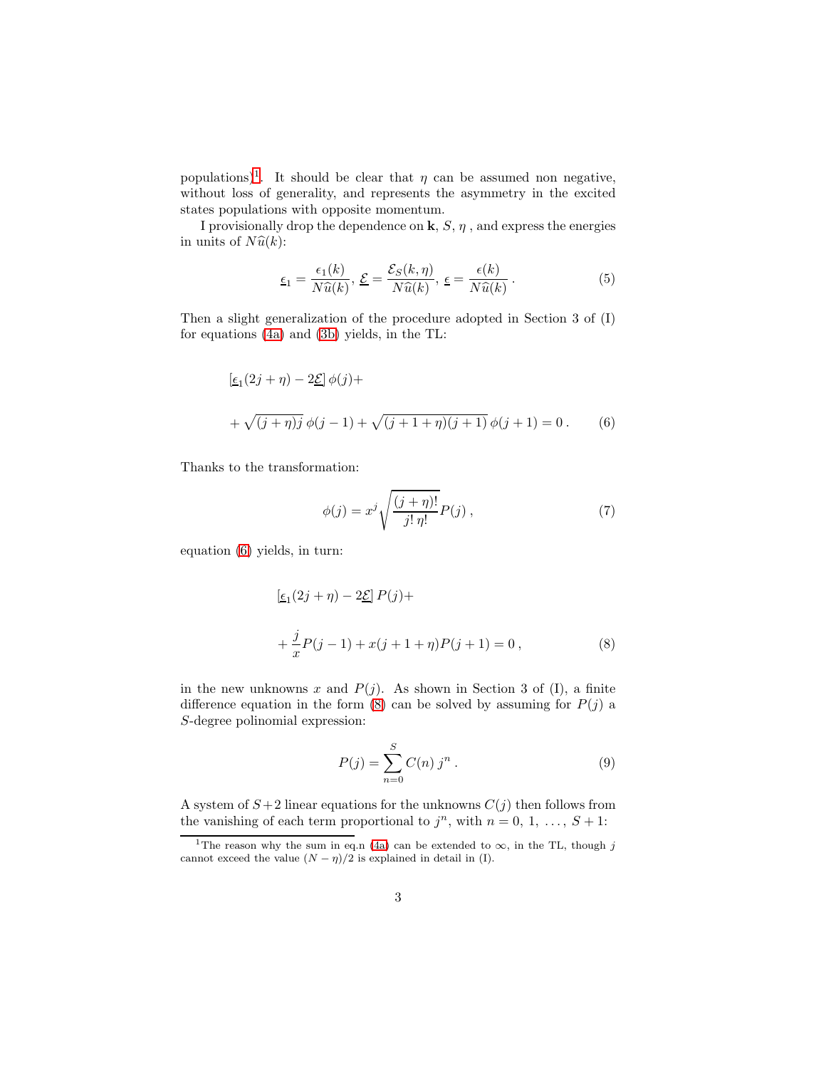populations)[1]. It should be clear that $\eta$ can be assumed non negative, without loss of generality, and represents the asymmetry in the excited states populations with opposite momentum.

I provisionally drop the dependence on $\mathbf{k}$, $S$, $\eta$ , and express the energies in units of $N\widehat{u}(k)$:

$$\underline{\epsilon}_1 = \frac{\epsilon_1(k)}{N\widehat{u}(k)},\; \underline{\mathcal{E}} = \frac{\mathcal{E}_S(k,\eta)}{N\widehat{u}(k)},\; \underline{\epsilon} = \frac{\epsilon(k)}{N\widehat{u}(k)}\,. \tag{5}$$

Then a slight generalization of the procedure adopted in Section 3 of (I) for equations (4a) and (3b) yields, in the TL:

$$\begin{aligned}&\left[\underline{\epsilon}_1(2j+\eta) - 2\underline{\mathcal{E}}\right]\phi(j) + \\ &+ \sqrt{(j+\eta)j}\;\phi(j-1) + \sqrt{(j+1+\eta)(j+1)}\;\phi(j+1) = 0\,.\end{aligned} \tag{6}$$

Thanks to the transformation:

$$\phi(j) = x^j \sqrt{\frac{(j+\eta)!}{j!\,\eta!}}P(j)\,, \tag{7}$$

equation (6) yields, in turn:

$$\begin{aligned}&\left[\underline{\epsilon}_1(2j+\eta) - 2\underline{\mathcal{E}}\right]P(j) + \\ &+ \frac{j}{x}P(j-1) + x(j+1+\eta)P(j+1) = 0\,,\end{aligned} \tag{8}$$

in the new unknowns $x$ and $P(j)$. As shown in Section 3 of (I), a finite difference equation in the form (8) can be solved by assuming for $P(j)$ a $S$-degree polinomial expression:

$$P(j) = \sum_{n=0}^{S} C(n)\,j^n\,. \tag{9}$$

A system of $S+2$ linear equations for the unknowns $C(j)$ then follows from the vanishing of each term proportional to $j^n$, with $n = 0,\,1,\,\ldots,\,S+1$:

[1] The reason why the sum in eq.n (4a) can be extended to $\infty$, in the TL, though $j$ cannot exceed the value $(N-\eta)/2$ is explained in detail in (I).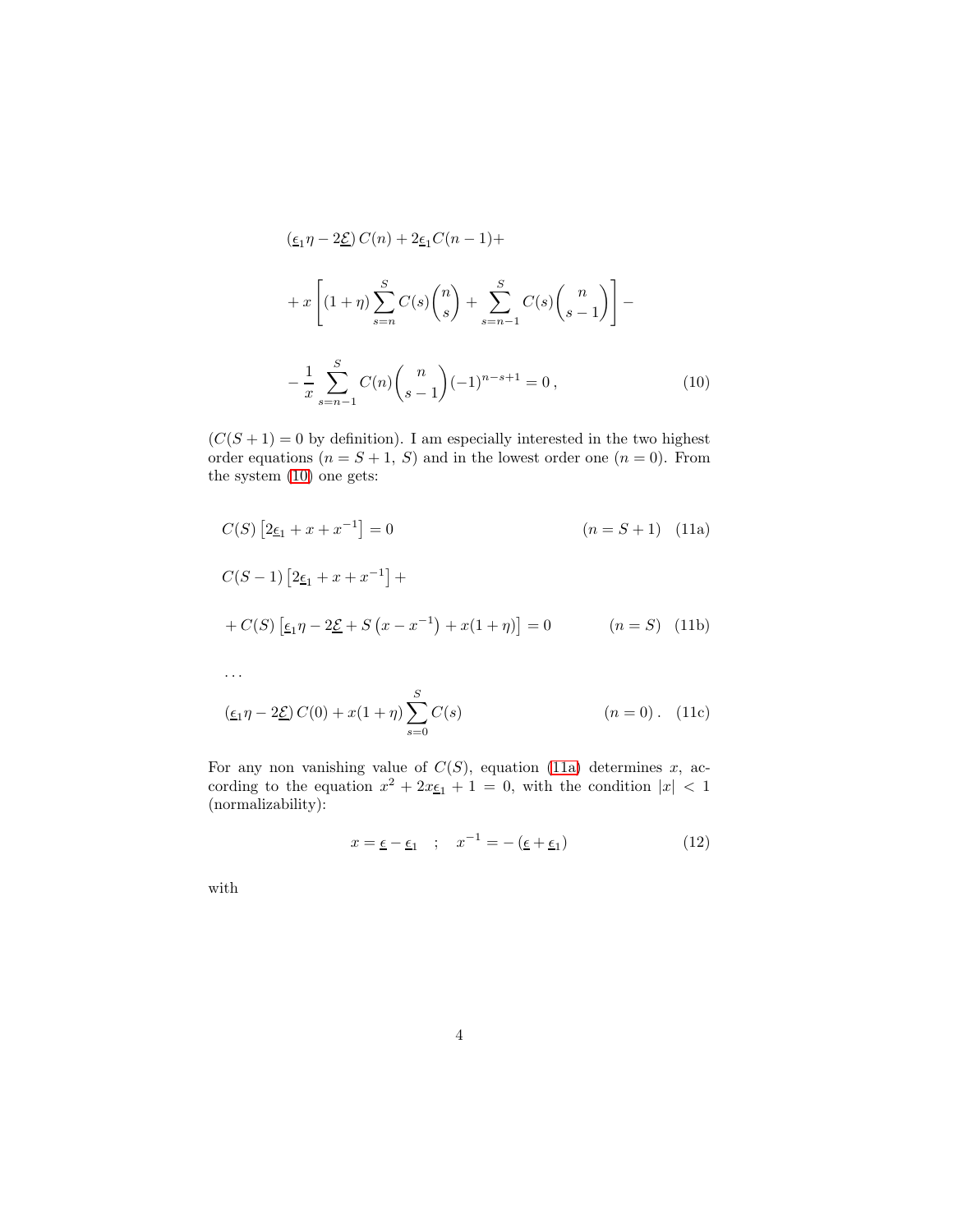$$
\begin{aligned}
&\left(\underline{\epsilon}_1 \eta - 2\underline{\mathcal{E}}\right) C(n) + 2\underline{\epsilon}_1 C(n-1) + \\
&+ x \left[ (1+\eta) \sum_{s=n}^{S} C(s) \binom{n}{s} + \sum_{s=n-1}^{S} C(s) \binom{n}{s-1} \right] - \\
&- \frac{1}{x} \sum_{s=n-1}^{S} C(n) \binom{n}{s-1} (-1)^{n-s+1} = 0 \,,
\end{aligned} \tag{10}
$$

($C(S+1) = 0$ by definition). I am especially interested in the two highest order equations ($n = S+1,\ S$) and in the lowest order one ($n = 0$). From the system (10) one gets:

$$
C(S) \left[ 2\underline{\epsilon}_1 + x + x^{-1} \right] = 0 \qquad (n = S+1) \tag{11a}
$$

$$
\begin{aligned}
&C(S-1) \left[ 2\underline{\epsilon}_1 + x + x^{-1} \right] + \\
&+ C(S) \left[ \underline{\epsilon}_1 \eta - 2\underline{\mathcal{E}} + S\left(x - x^{-1}\right) + x(1+\eta) \right] = 0 \qquad (n = S)
\end{aligned} \tag{11b}
$$

$$\ldots$$

$$
\left(\underline{\epsilon}_1 \eta - 2\underline{\mathcal{E}}\right) C(0) + x(1+\eta) \sum_{s=0}^{S} C(s) \qquad (n = 0)\,. \tag{11c}
$$

For any non vanishing value of $C(S)$, equation (11a) determines $x$, according to the equation $x^2 + 2x\underline{\epsilon}_1 + 1 = 0$, with the condition $|x| < 1$ (normalizability):

$$
x = \underline{\epsilon} - \underline{\epsilon}_1 \quad ; \quad x^{-1} = -\left(\underline{\epsilon} + \underline{\epsilon}_1\right) \tag{12}
$$

with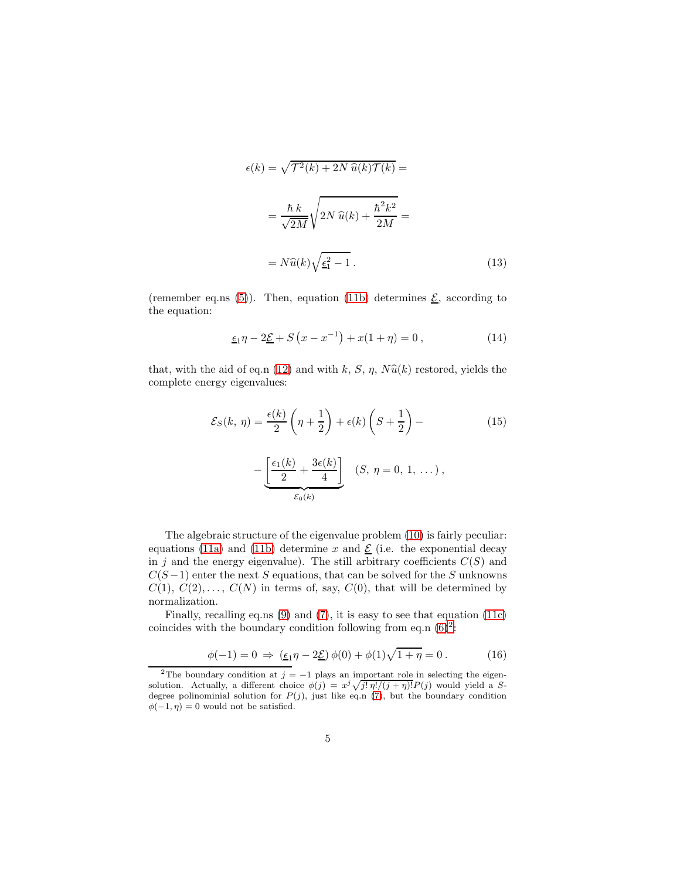$$\epsilon(k) = \sqrt{\mathcal{T}^2(k) + 2N\,\widehat{u}(k)\mathcal{T}(k)} =$$

$$= \frac{\hbar\,k}{\sqrt{2M}}\sqrt{2N\,\widehat{u}(k) + \frac{\hbar^2 k^2}{2M}} =$$

$$= N\widehat{u}(k)\sqrt{\underline{\epsilon}_1^2 - 1}\,. \tag{13}$$

(remember eq.ns (5)). Then, equation (11b) determines $\underline{\mathcal{E}}$, according to the equation:

$$\underline{\epsilon}_1\eta - 2\underline{\mathcal{E}} + S\left(x - x^{-1}\right) + x(1+\eta) = 0\,, \tag{14}$$

that, with the aid of eq.n (12) and with $k$, $S$, $\eta$, $N\widehat{u}(k)$ restored, yields the complete energy eigenvalues:

$$\mathcal{E}_S(k,\,\eta) = \frac{\epsilon(k)}{2}\left(\eta + \frac{1}{2}\right) + \epsilon(k)\left(S + \frac{1}{2}\right) - \tag{15}$$

$$- \underbrace{\left[\frac{\epsilon_1(k)}{2} + \frac{3\epsilon(k)}{4}\right]}_{\mathcal{E}_0(k)} \quad (S,\,\eta = 0,\,1,\,\dots)\,,$$

The algebraic structure of the eigenvalue problem (10) is fairly peculiar: equations (11a) and (11b) determine $x$ and $\underline{\mathcal{E}}$ (i.e. the exponential decay in $j$ and the energy eigenvalue). The still arbitrary coefficients $C(S)$ and $C(S-1)$ enter the next $S$ equations, that can be solved for the $S$ unknowns $C(1)$, $C(2), \dots$, $C(N)$ in terms of, say, $C(0)$, that will be determined by normalization.

Finally, recalling eq.ns (9) and (7), it is easy to see that equation (11c) coincides with the boundary condition following from eq.n (6)[2]:

$$\phi(-1) = 0 \;\Rightarrow\; \left(\underline{\epsilon}_1\eta - 2\underline{\mathcal{E}}\right)\phi(0) + \phi(1)\sqrt{1+\eta} = 0\,. \tag{16}$$

[2]The boundary condition at $j = -1$ plays an important role in selecting the eigensolution. Actually, a different choice $\phi(j) = x^j\sqrt{j!\,\eta!/(j+\eta)!}P(j)$ would yield a $S$-degree polinominial solution for $P(j)$, just like eq.n (7), but the boundary condition $\phi(-1,\eta) = 0$ would not be satisfied.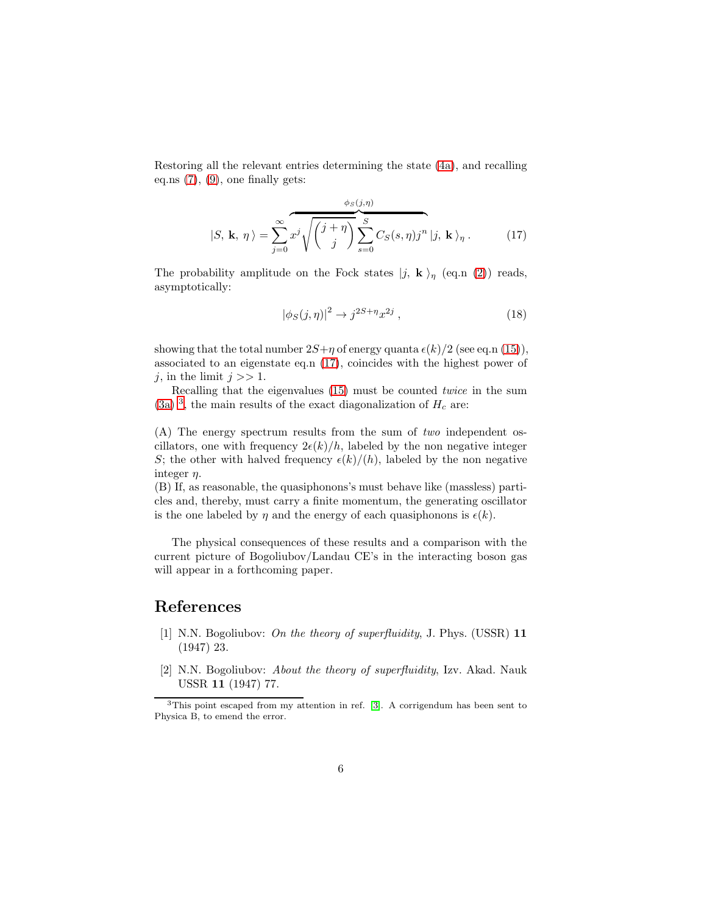Restoring all the relevant entries determining the state (4a), and recalling eq.ns (7), (9), one finally gets:

$$|S,\,\mathbf{k},\,\eta\,\rangle = \sum_{j=0}^{\infty} \overbrace{x^j \sqrt{\binom{j+\eta}{j}} \sum_{s=0}^{S} C_S(s,\eta) j^n}^{\phi_S(j,\eta)} \,|j,\,\mathbf{k}\,\rangle_\eta\,. \tag{17}$$

The probability amplitude on the Fock states $|j,\,\mathbf{k}\,\rangle_\eta$ (eq.n (2)) reads, asymptotically:

$$|\phi_S(j,\eta)|^2 \to j^{2S+\eta} x^{2j}\,, \tag{18}$$

showing that the total number $2S+\eta$ of energy quanta $\epsilon(k)/2$ (see eq.n (15)), associated to an eigenstate eq.n (17), coincides with the highest power of $j$, in the limit $j >> 1$.

Recalling that the eigenvalues (15) must be counted *twice* in the sum (3a) [3], the main results of the exact diagonalization of $H_c$ are:

(A) The energy spectrum results from the sum of *two* independent oscillators, one with frequency $2\epsilon(k)/h$, labeled by the non negative integer $S$; the other with halved frequency $\epsilon(k)/(h)$, labeled by the non negative integer $\eta$.
(B) If, as reasonable, the quasiphonons's must behave like (massless) particles and, thereby, must carry a finite momentum, the generating oscillator is the one labeled by $\eta$ and the energy of each quasiphonons is $\epsilon(k)$.

The physical consequences of these results and a comparison with the current picture of Bogoliubov/Landau CE's in the interacting boson gas will appear in a forthcoming paper.

# References

[1] N.N. Bogoliubov: *On the theory of superfluidity*, J. Phys. (USSR) **11** (1947) 23.

[2] N.N. Bogoliubov: *About the theory of superfluidity*, Izv. Akad. Nauk USSR **11** (1947) 77.

[3] This point escaped from my attention in ref. [3]. A corrigendum has been sent to Physica B, to emend the error.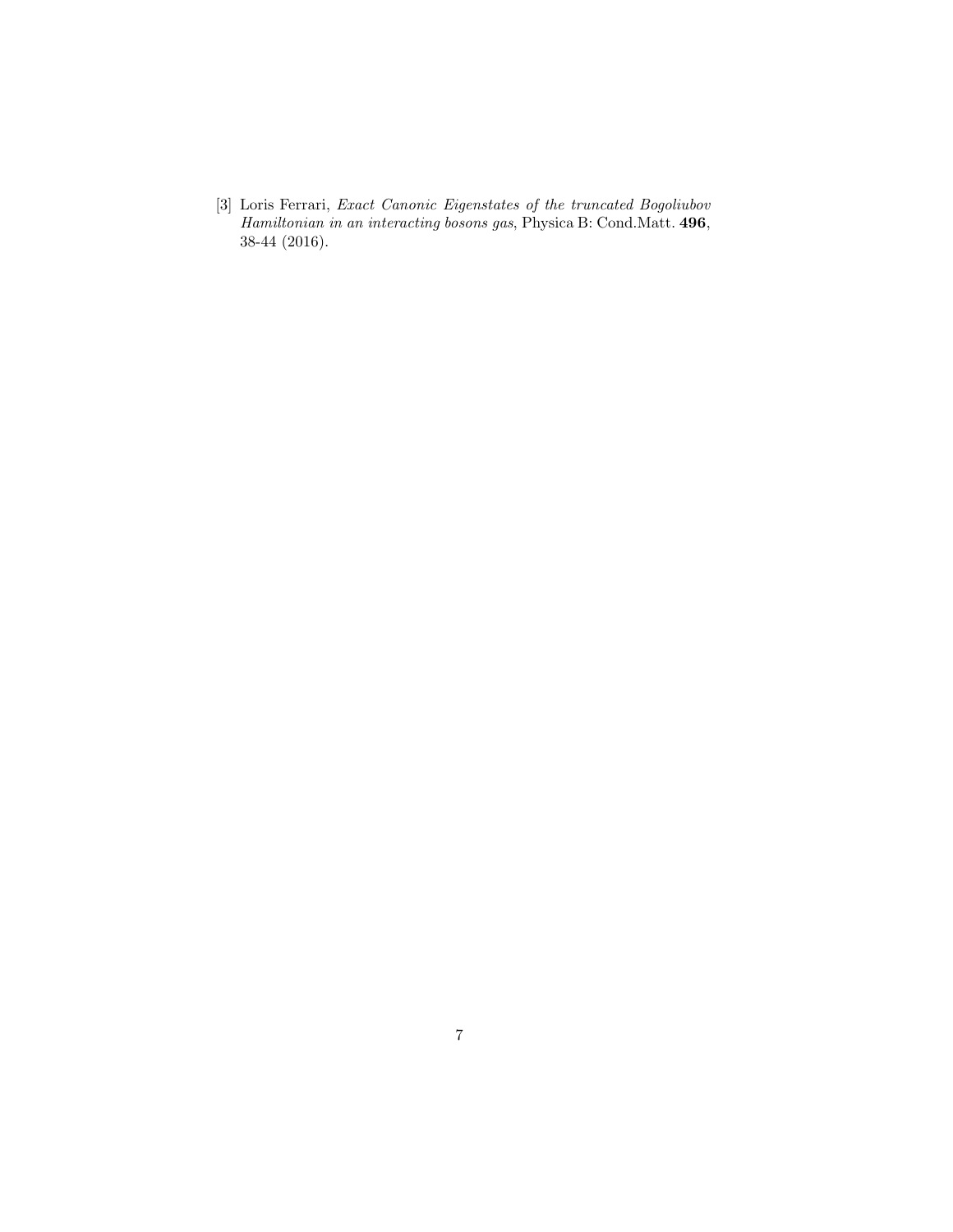[3] Loris Ferrari, *Exact Canonic Eigenstates of the truncated Bogoliubov Hamiltonian in an interacting bosons gas*, Physica B: Cond.Matt. **496**, 38-44 (2016).